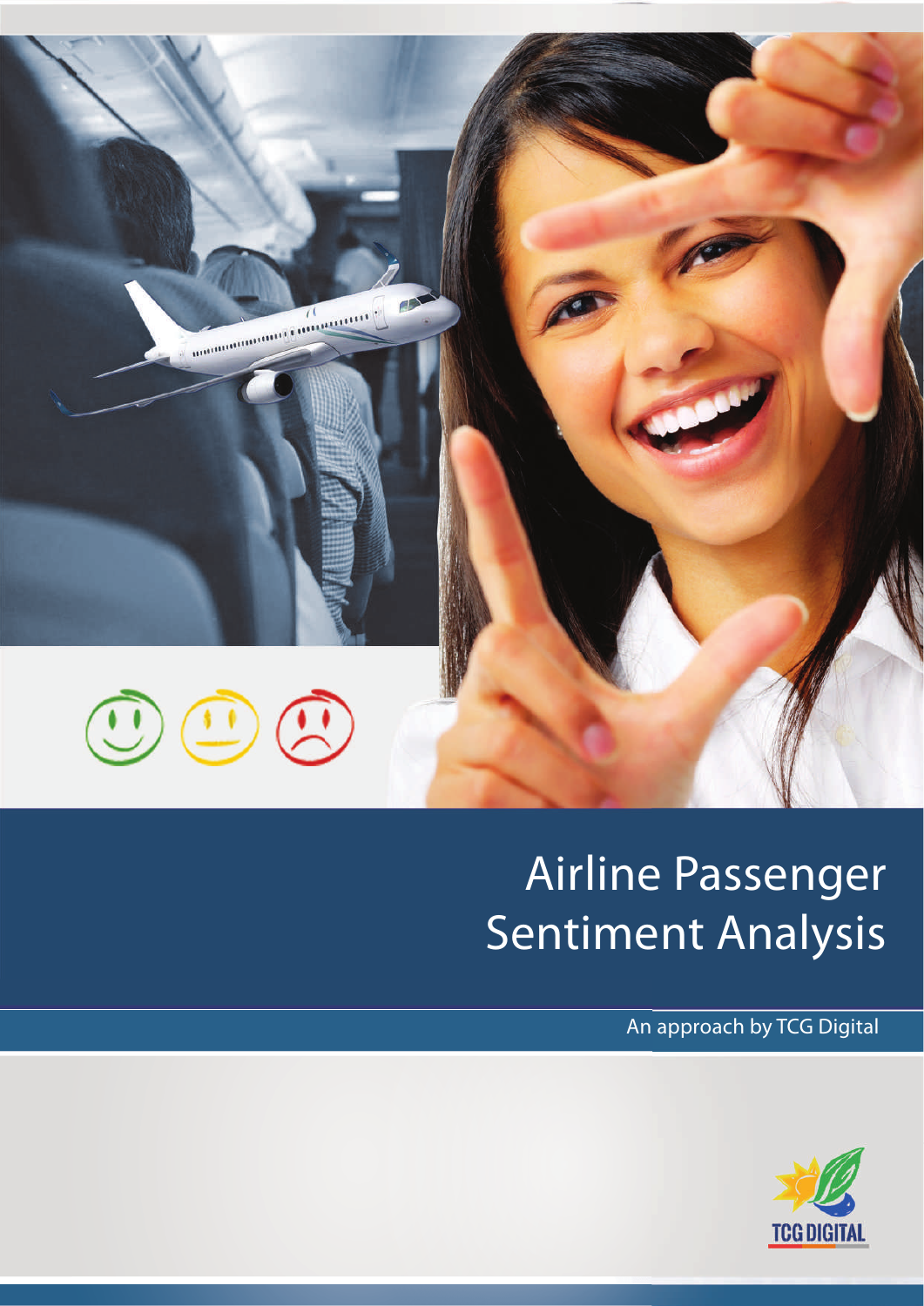# Airline Passenger Sentiment Analysis

An approach by TCG Digital

TCG DIGITAL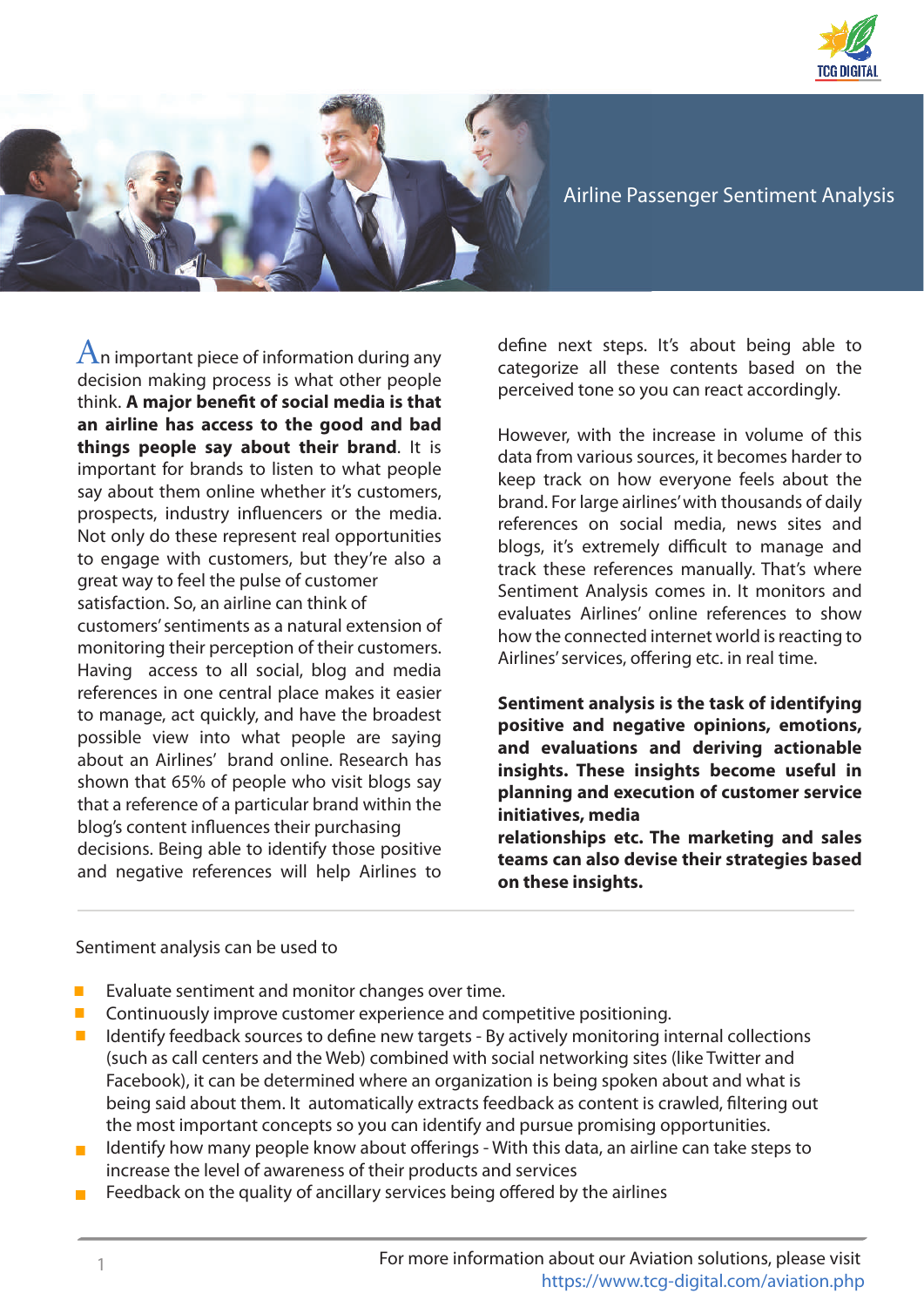# Airline Passenger Sentiment Analysis

An important piece of information during any decision making process is what other people think. **A major benefit of social media is that an airline has access to the good and bad things people say about their brand**. It is important for brands to listen to what people say about them online whether it's customers, prospects, industry influencers or the media. Not only do these represent real opportunities to engage with customers, but they're also a great way to feel the pulse of customer satisfaction. So, an airline can think of customers' sentiments as a natural extension of monitoring their perception of their customers. Having access to all social, blog and media references in one central place makes it easier to manage, act quickly, and have the broadest possible view into what people are saying about an Airlines' brand online. Research has shown that 65% of people who visit blogs say that a reference of a particular brand within the blog's content influences their purchasing decisions. Being able to identify those positive and negative references will help Airlines to define next steps. It's about being able to categorize all these contents based on the perceived tone so you can react accordingly.

However, with the increase in volume of this data from various sources, it becomes harder to keep track on how everyone feels about the brand. For large airlines' with thousands of daily references on social media, news sites and blogs, it's extremely difficult to manage and track these references manually. That's where Sentiment Analysis comes in. It monitors and evaluates Airlines' online references to show how the connected internet world is reacting to Airlines' services, offering etc. in real time.

**Sentiment analysis is the task of identifying positive and negative opinions, emotions, and evaluations and deriving actionable insights. These insights become useful in planning and execution of customer service initiatives, media relationships etc. The marketing and sales teams can also devise their strategies based on these insights.**

Sentiment analysis can be used to

- Evaluate sentiment and monitor changes over time.
- Continuously improve customer experience and competitive positioning.
- Identify feedback sources to define new targets - By actively monitoring internal collections (such as call centers and the Web) combined with social networking sites (like Twitter and Facebook), it can be determined where an organization is being spoken about and what is being said about them. It automatically extracts feedback as content is crawled, filtering out the most important concepts so you can identify and pursue promising opportunities.
- Identify how many people know about offerings - With this data, an airline can take steps to increase the level of awareness of their products and services
- Feedback on the quality of ancillary services being offered by the airlines

For more information about our Aviation solutions, please visit https://www.tcg-digital.com/aviation.php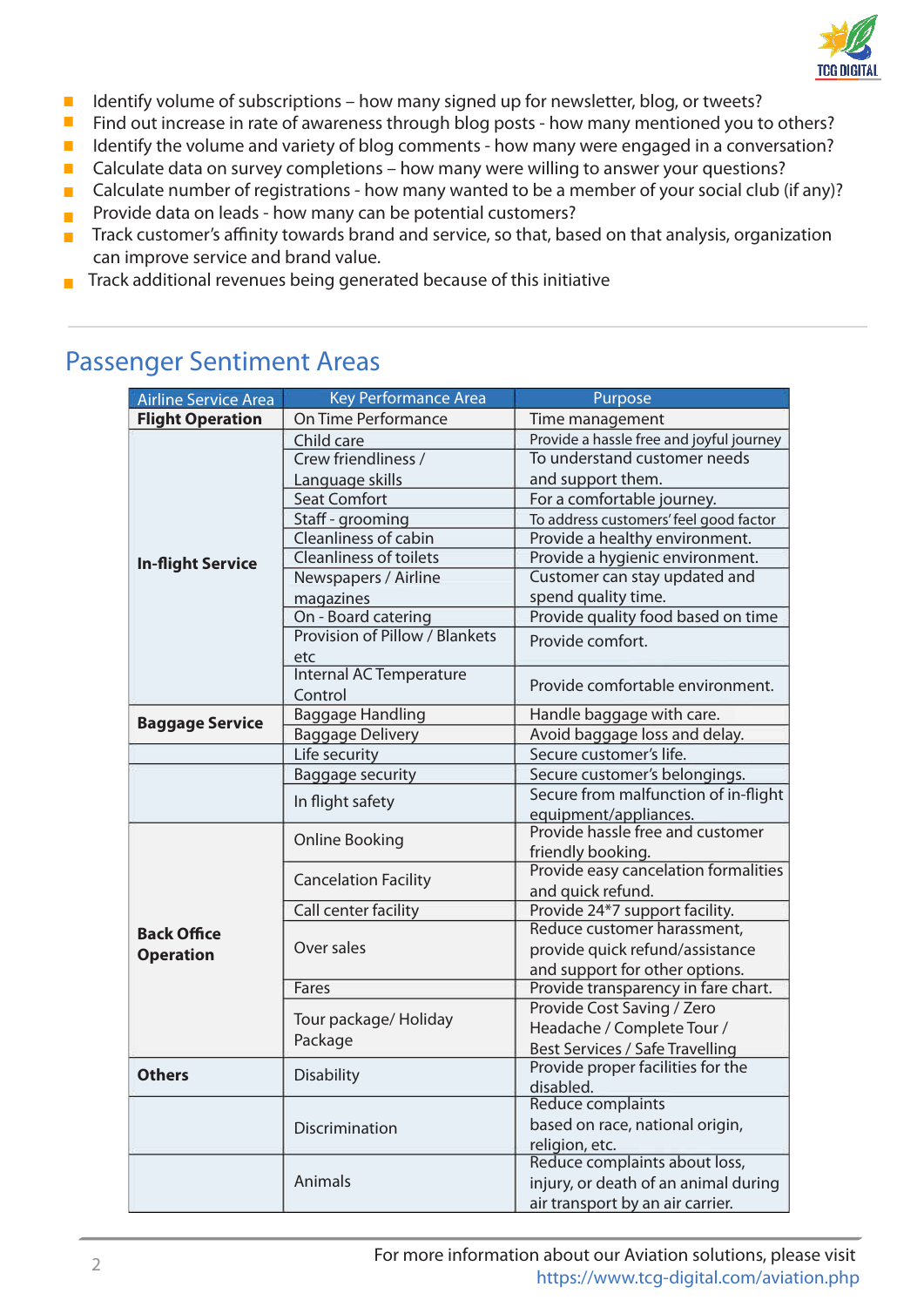- Identify volume of subscriptions – how many signed up for newsletter, blog, or tweets?
- Find out increase in rate of awareness through blog posts - how many mentioned you to others?
- Identify the volume and variety of blog comments - how many were engaged in a conversation?
- Calculate data on survey completions – how many were willing to answer your questions?
- Calculate number of registrations - how many wanted to be a member of your social club (if any)?
- Provide data on leads - how many can be potential customers?
- Track customer's affinity towards brand and service, so that, based on that analysis, organization can improve service and brand value.
- Track additional revenues being generated because of this initiative

## Passenger Sentiment Areas

| Airline Service Area | Key Performance Area | Purpose |
|---|---|---|
| **Flight Operation** | On Time Performance | Time management |
| **In-flight Service** | Child care | Provide a hassle free and joyful journey |
| | Crew friendliness / Language skills | To understand customer needs and support them. |
| | Seat Comfort | For a comfortable journey. |
| | Staff - grooming | To address customers' feel good factor |
| | Cleanliness of cabin | Provide a healthy environment. |
| | Cleanliness of toilets | Provide a hygienic environment. |
| | Newspapers / Airline magazines | Customer can stay updated and spend quality time. |
| | On - Board catering | Provide quality food based on time |
| | Provision of Pillow / Blankets etc | Provide comfort. |
| | Internal AC Temperature Control | Provide comfortable environment. |
| **Baggage Service** | Baggage Handling | Handle baggage with care. |
| | Baggage Delivery | Avoid baggage loss and delay. |
| | Life security | Secure customer's life. |
| | Baggage security | Secure customer's belongings. |
| | In flight safety | Secure from malfunction of in-flight equipment/appliances. |
| **Back Office Operation** | Online Booking | Provide hassle free and customer friendly booking. |
| | Cancelation Facility | Provide easy cancelation formalities and quick refund. |
| | Call center facility | Provide 24*7 support facility. |
| | Over sales | Reduce customer harassment, provide quick refund/assistance and support for other options. |
| | Fares | Provide transparency in fare chart. |
| | Tour package/ Holiday Package | Provide Cost Saving / Zero Headache / Complete Tour / Best Services / Safe Travelling |
| **Others** | Disability | Provide proper facilities for the disabled. |
| | Discrimination | Reduce complaints based on race, national origin, religion, etc. |
| | Animals | Reduce complaints about loss, injury, or death of an animal during air transport by an air carrier. |

For more information about our Aviation solutions, please visit https://www.tcg-digital.com/aviation.php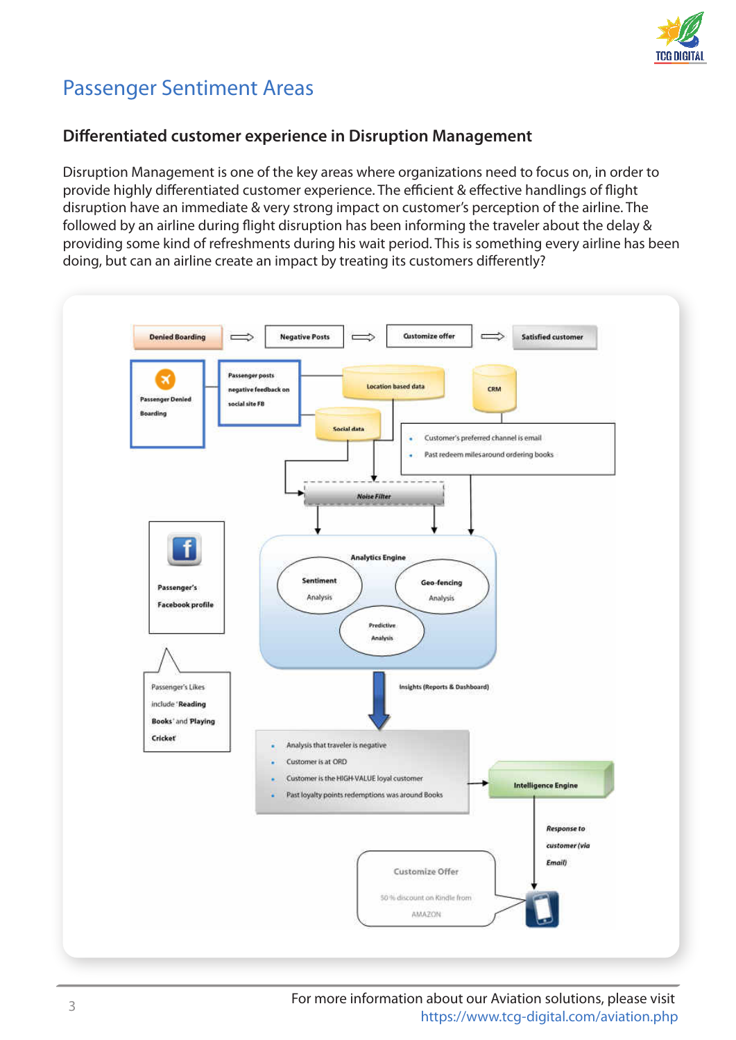# Passenger Sentiment Areas

## Differentiated customer experience in Disruption Management

Disruption Management is one of the key areas where organizations need to focus on, in order to provide highly differentiated customer experience. The efficient & effective handlings of flight disruption have an immediate & very strong impact on customer's perception of the airline. The followed by an airline during flight disruption has been informing the traveler about the delay & providing some kind of refreshments during his wait period. This is something every airline has been doing, but can an airline create an impact by treating its customers differently?

Denied Boarding ⇨ Negative Posts ⇨ Customize offer ⇨ Satisfied customer

Passenger Denied Boarding

Passenger posts negative feedback on social site FB

Location based data

CRM

Social data

- Customer's preferred channel is email
- Past redeem miles around ordering books

Noise Filter

Passenger's Facebook profile

Passenger's Likes include 'Reading Books' and 'Playing Cricket'

Analytics Engine

- Sentiment Analysis
- Geo-fencing Analysis
- Predictive Analysis

Insights (Reports & Dashboard)

- Analysis that traveler is negative
- Customer is at ORD
- Customer is the HIGH-VALUE loyal customer
- Past loyalty points redemptions was around Books

Intelligence Engine

*Response to customer (via Email)*

Customize Offer

50 % discount on Kindle from AMAZON

For more information about our Aviation solutions, please visit https://www.tcg-digital.com/aviation.php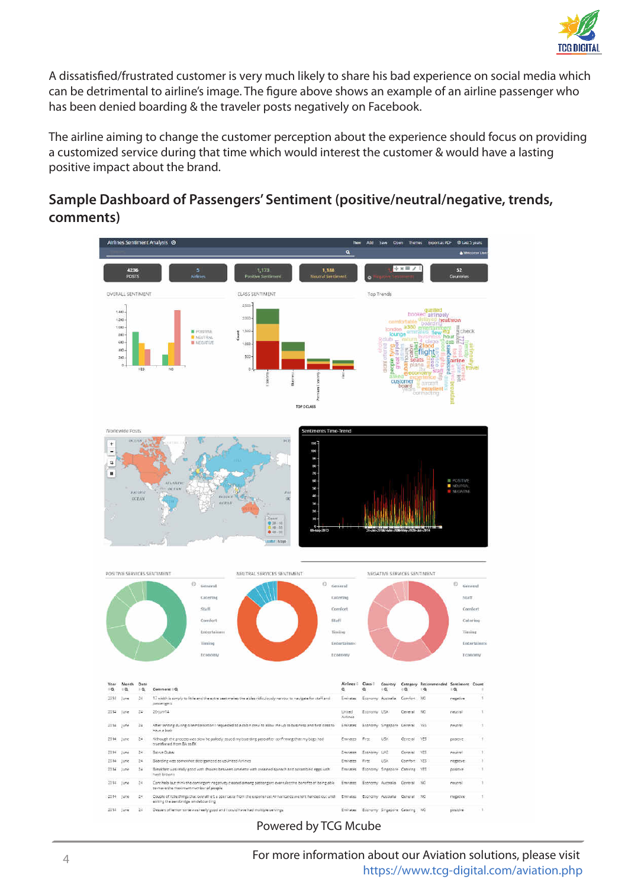A dissatisfied/frustrated customer is very much likely to share his bad experience on social media which can be detrimental to airline's image. The figure above shows an example of an airline passenger who has been denied boarding & the traveler posts negatively on Facebook.

The airline aiming to change the customer perception about the experience should focus on providing a customized service during that time which would interest the customer & would have a lasting positive impact about the brand.

## Sample Dashboard of Passengers' Sentiment (positive/neutral/negative, trends, comments)

Powered by TCG Mcube

For more information about our Aviation solutions, please visit https://www.tcg-digital.com/aviation.php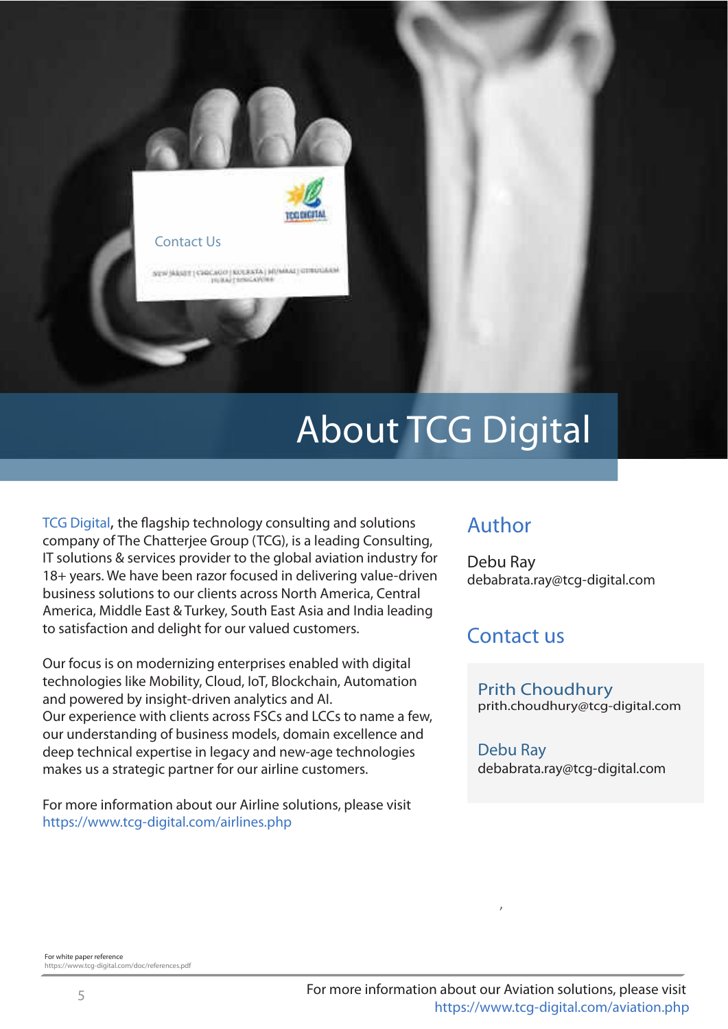# About TCG Digital

TCG Digital, the flagship technology consulting and solutions company of The Chatterjee Group (TCG), is a leading Consulting, IT solutions & services provider to the global aviation industry for 18+ years. We have been razor focused in delivering value-driven business solutions to our clients across North America, Central America, Middle East & Turkey, South East Asia and India leading to satisfaction and delight for our valued customers.

Our focus is on modernizing enterprises enabled with digital technologies like Mobility, Cloud, IoT, Blockchain, Automation and powered by insight-driven analytics and AI.
Our experience with clients across FSCs and LCCs to name a few, our understanding of business models, domain excellence and deep technical expertise in legacy and new-age technologies makes us a strategic partner for our airline customers.

For more information about our Airline solutions, please visit
https://www.tcg-digital.com/airlines.php

## Author

Debu Ray
debabrata.ray@tcg-digital.com

## Contact us

Prith Choudhury
prith.choudhury@tcg-digital.com

Debu Ray
debabrata.ray@tcg-digital.com

For white paper reference
https://www.tcg-digital.com/doc/references.pdf

For more information about our Aviation solutions, please visit
https://www.tcg-digital.com/aviation.php